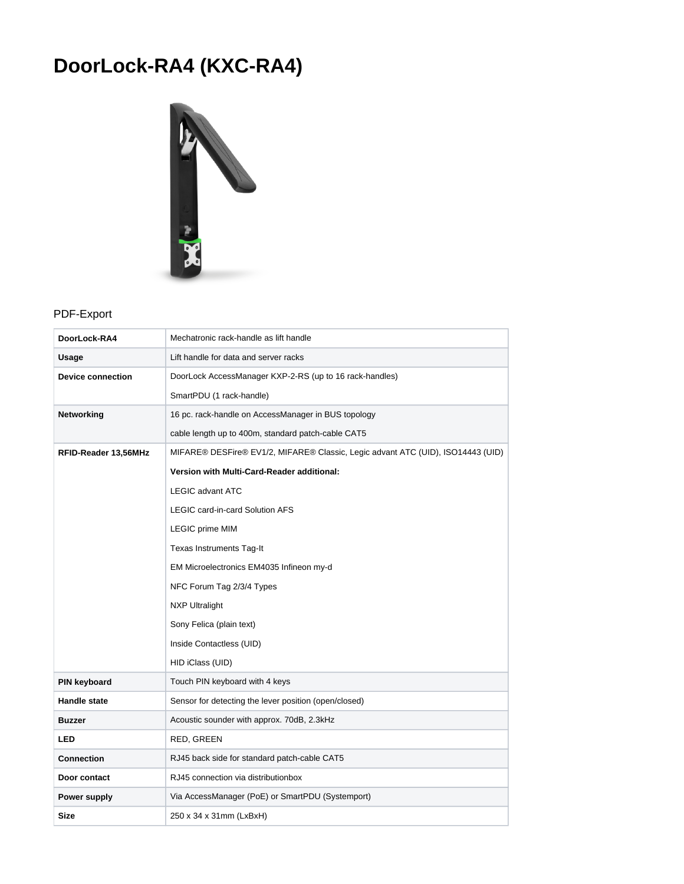# DoorLock-RA4 (KXC-RA4)

PDF-Export

| DoorLock-RA4 | Mechatronic rack-handle as lift handle |
|---|---|
| **Usage** | Lift handle for data and server racks |
| **Device connection** | DoorLock AccessManager KXP-2-RS (up to 16 rack-handles)<br>SmartPDU (1 rack-handle) |
| **Networking** | 16 pc. rack-handle on AccessManager in BUS topology<br>cable length up to 400m, standard patch-cable CAT5 |
| **RFID-Reader 13,56MHz** | MIFARE® DESFire® EV1/2, MIFARE® Classic, Legic advant ATC (UID), ISO14443 (UID)<br>**Version with Multi-Card-Reader additional:**<br>LEGIC advant ATC<br>LEGIC card-in-card Solution AFS<br>LEGIC prime MIM<br>Texas Instruments Tag-It<br>EM Microelectronics EM4035 Infineon my-d<br>NFC Forum Tag 2/3/4 Types<br>NXP Ultralight<br>Sony Felica (plain text)<br>Inside Contactless (UID)<br>HID iClass (UID) |
| **PIN keyboard** | Touch PIN keyboard with 4 keys |
| **Handle state** | Sensor for detecting the lever position (open/closed) |
| **Buzzer** | Acoustic sounder with approx. 70dB, 2.3kHz |
| **LED** | RED, GREEN |
| **Connection** | RJ45 back side for standard patch-cable CAT5 |
| **Door contact** | RJ45 connection via distributionbox |
| **Power supply** | Via AccessManager (PoE) or SmartPDU (Systemport) |
| **Size** | 250 x 34 x 31mm (LxBxH) |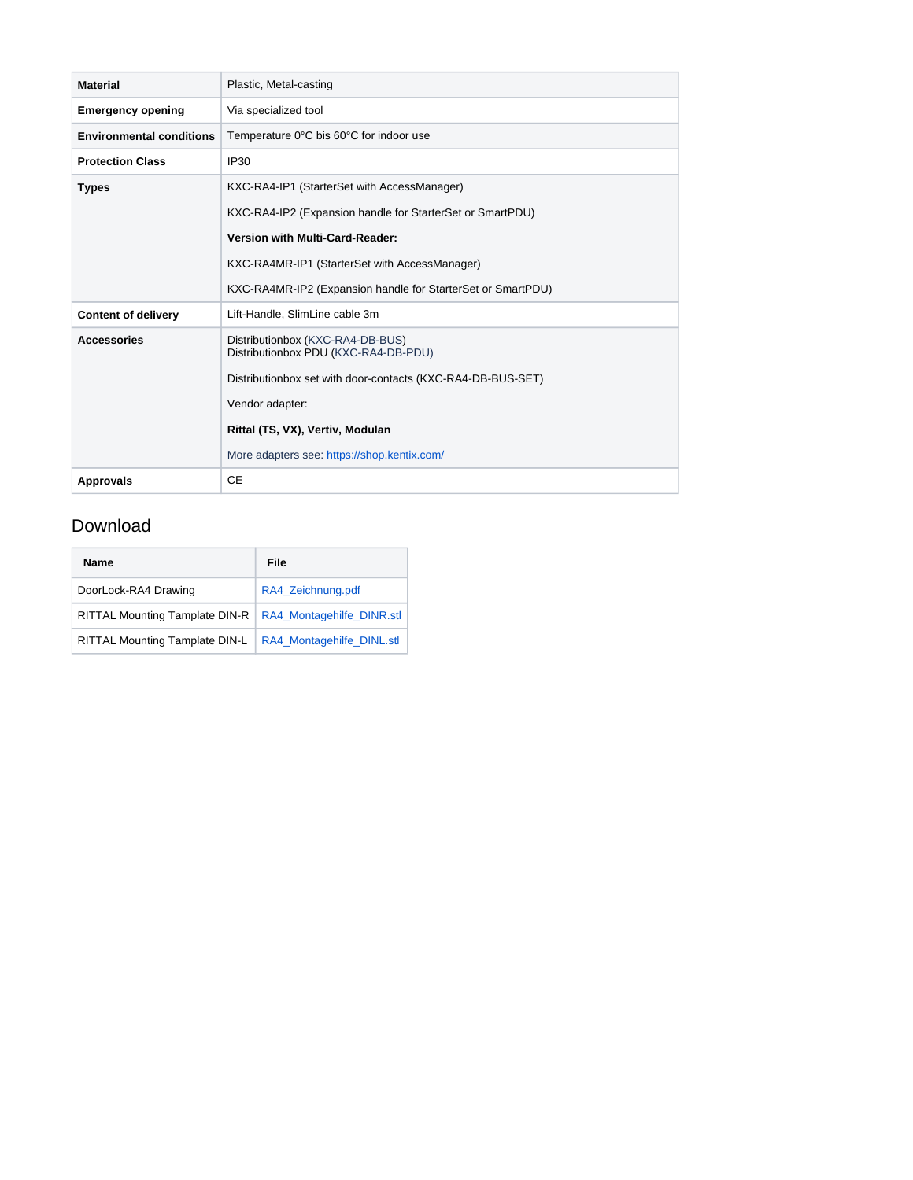| | |
|---|---|
| **Material** | Plastic, Metal-casting |
| **Emergency opening** | Via specialized tool |
| **Environmental conditions** | Temperature 0°C bis 60°C for indoor use |
| **Protection Class** | IP30 |
| **Types** | KXC-RA4-IP1 (StarterSet with AccessManager)<br><br>KXC-RA4-IP2 (Expansion handle for StarterSet or SmartPDU)<br><br>**Version with Multi-Card-Reader:**<br><br>KXC-RA4MR-IP1 (StarterSet with AccessManager)<br><br>KXC-RA4MR-IP2 (Expansion handle for StarterSet or SmartPDU) |
| **Content of delivery** | Lift-Handle, SlimLine cable 3m |
| **Accessories** | Distributionbox (KXC-RA4-DB-BUS)<br>Distributionbox PDU (KXC-RA4-DB-PDU)<br><br>Distributionbox set with door-contacts (KXC-RA4-DB-BUS-SET)<br><br>Vendor adapter:<br><br>**Rittal (TS, VX), Vertiv, Modulan**<br><br>More adapters see: https://shop.kentix.com/ |
| **Approvals** | CE |

## Download

| Name | File |
|---|---|
| DoorLock-RA4 Drawing | RA4_Zeichnung.pdf |
| RITTAL Mounting Tamplate DIN-R | RA4_Montagehilfe_DINR.stl |
| RITTAL Mounting Tamplate DIN-L | RA4_Montagehilfe_DINL.stl |